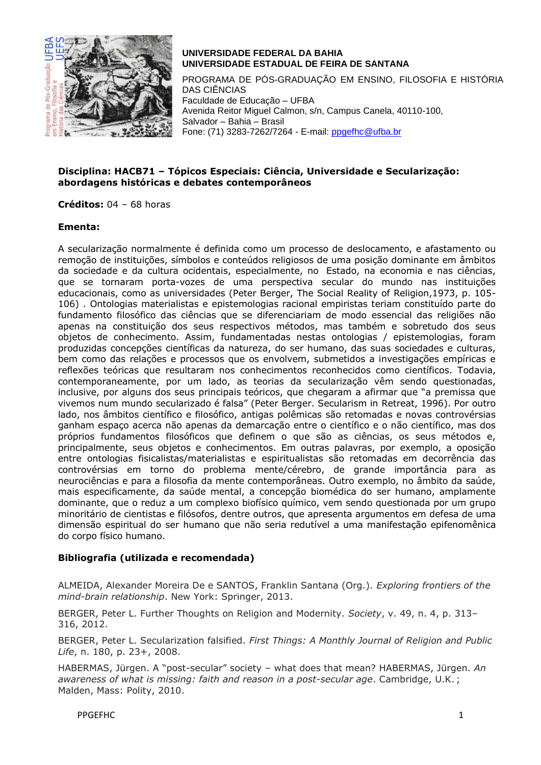**UNIVERSIDADE FEDERAL DA BAHIA**
**UNIVERSIDADE ESTADUAL DE FEIRA DE SANTANA**

PROGRAMA DE PÓS-GRADUAÇÃO EM ENSINO, FILOSOFIA E HISTÓRIA DAS CIÊNCIAS
Faculdade de Educação – UFBA
Avenida Reitor Miguel Calmon, s/n, Campus Canela, 40110-100,
Salvador – Bahia – Brasil
Fone: (71) 3283-7262/7264 - E-mail: ppgefhc@ufba.br

**Disciplina: HACB71 – Tópicos Especiais: Ciência, Universidade e Secularização: abordagens históricas e debates contemporâneos**

**Créditos:** 04 – 68 horas

**Ementa:**

A secularização normalmente é definida como um processo de deslocamento, e afastamento ou remoção de instituições, símbolos e conteúdos religiosos de uma posição dominante em âmbitos da sociedade e da cultura ocidentais, especialmente, no Estado, na economia e nas ciências, que se tornaram porta-vozes de uma perspectiva secular do mundo nas instituições educacionais, como as universidades (Peter Berger, The Social Reality of Religion,1973, p. 105-106) . Ontologias materialistas e epistemologias racional empiristas teriam constituído parte do fundamento filosófico das ciências que se diferenciariam de modo essencial das religiões não apenas na constituição dos seus respectivos métodos, mas também e sobretudo dos seus objetos de conhecimento. Assim, fundamentadas nestas ontologias / epistemologias, foram produzidas concepções científicas da natureza, do ser humano, das suas sociedades e culturas, bem como das relações e processos que os envolvem, submetidos a investigações empíricas e reflexões teóricas que resultaram nos conhecimentos reconhecidos como científicos. Todavia, contemporaneamente, por um lado, as teorias da secularização vêm sendo questionadas, inclusive, por alguns dos seus principais teóricos, que chegaram a afirmar que "a premissa que vivemos num mundo secularizado é falsa" (Peter Berger. Secularism in Retreat, 1996). Por outro lado, nos âmbitos científico e filosófico, antigas polêmicas são retomadas e novas controvérsias ganham espaço acerca não apenas da demarcação entre o científico e o não científico, mas dos próprios fundamentos filosóficos que definem o que são as ciências, os seus métodos e, principalmente, seus objetos e conhecimentos. Em outras palavras, por exemplo, a oposição entre ontologias fisicalistas/materialistas e espiritualistas são retomadas em decorrência das controvérsias em torno do problema mente/cérebro, de grande importância para as neurociências e para a filosofia da mente contemporâneas. Outro exemplo, no âmbito da saúde, mais especificamente, da saúde mental, a concepção biomédica do ser humano, amplamente dominante, que o reduz a um complexo biofísico químico, vem sendo questionada por um grupo minoritário de cientistas e filósofos, dentre outros, que apresenta argumentos em defesa de uma dimensão espiritual do ser humano que não seria redutível a uma manifestação epifenomênica do corpo físico humano.

**Bibliografia (utilizada e recomendada)**

ALMEIDA, Alexander Moreira De e SANTOS, Franklin Santana (Org.). *Exploring frontiers of the mind-brain relationship*. New York: Springer, 2013.

BERGER, Peter L. Further Thoughts on Religion and Modernity. *Society*, v. 49, n. 4, p. 313–316, 2012.

BERGER, Peter L. Secularization falsified. *First Things: A Monthly Journal of Religion and Public Life*, n. 180, p. 23+, 2008.

HABERMAS, Jürgen. A "post-secular" society – what does that mean? HABERMAS, Jürgen. *An awareness of what is missing: faith and reason in a post-secular age*. Cambridge, U.K. ; Malden, Mass: Polity, 2010.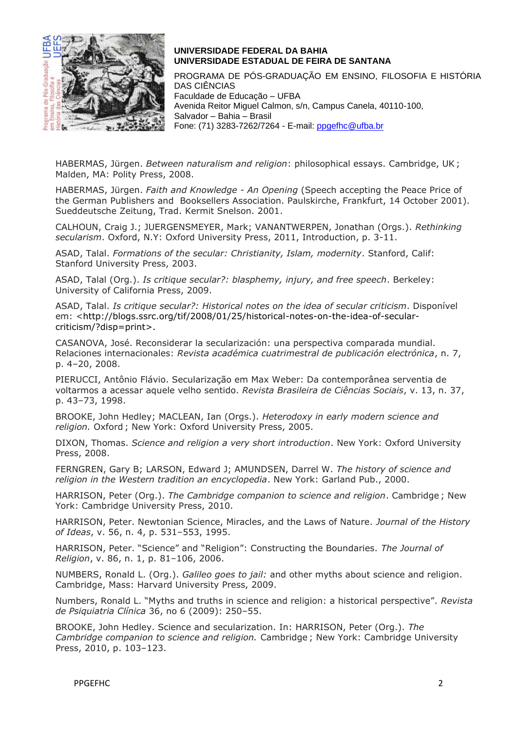HABERMAS, Jürgen. *Between naturalism and religion*: philosophical essays. Cambridge, UK ; Malden, MA: Polity Press, 2008.

HABERMAS, Jürgen. *Faith and Knowledge - An Opening* (Speech accepting the Peace Price of the German Publishers and Booksellers Association. Paulskirche, Frankfurt, 14 October 2001). Sueddeutsche Zeitung, Trad. Kermit Snelson. 2001.

CALHOUN, Craig J.; JUERGENSMEYER, Mark; VANANTWERPEN, Jonathan (Orgs.). *Rethinking secularism*. Oxford, N.Y: Oxford University Press, 2011, Introduction, p. 3-11.

ASAD, Talal. *Formations of the secular: Christianity, Islam, modernity*. Stanford, Calif: Stanford University Press, 2003.

ASAD, Talal (Org.). *Is critique secular?: blasphemy, injury, and free speech*. Berkeley: University of California Press, 2009.

ASAD, Talal. *Is critique secular?: Historical notes on the idea of secular criticism*. Disponível em: <http://blogs.ssrc.org/tif/2008/01/25/historical-notes-on-the-idea-of-secular-criticism/?disp=print>.

CASANOVA, José. Reconsiderar la secularización: una perspectiva comparada mundial. Relaciones internacionales: *Revista académica cuatrimestral de publicación electrónica*, n. 7, p. 4–20, 2008.

PIERUCCI, Antônio Flávio. Secularização em Max Weber: Da contemporânea serventia de voltarmos a acessar aquele velho sentido. *Revista Brasileira de Ciências Sociais*, v. 13, n. 37, p. 43–73, 1998.

BROOKE, John Hedley; MACLEAN, Ian (Orgs.). *Heterodoxy in early modern science and religion.* Oxford ; New York: Oxford University Press, 2005.

DIXON, Thomas. *Science and religion a very short introduction*. New York: Oxford University Press, 2008.

FERNGREN, Gary B; LARSON, Edward J; AMUNDSEN, Darrel W. *The history of science and religion in the Western tradition an encyclopedia*. New York: Garland Pub., 2000.

HARRISON, Peter (Org.). *The Cambridge companion to science and religion*. Cambridge ; New York: Cambridge University Press, 2010.

HARRISON, Peter. Newtonian Science, Miracles, and the Laws of Nature. *Journal of the History of Ideas*, v. 56, n. 4, p. 531–553, 1995.

HARRISON, Peter. "Science" and "Religion": Constructing the Boundaries. *The Journal of Religion*, v. 86, n. 1, p. 81–106, 2006.

NUMBERS, Ronald L. (Org.). *Galileo goes to jail:* and other myths about science and religion. Cambridge, Mass: Harvard University Press, 2009.

Numbers, Ronald L. "Myths and truths in science and religion: a historical perspective". *Revista de Psiquiatria Clínica* 36, no 6 (2009): 250–55.

BROOKE, John Hedley. Science and secularization. In: HARRISON, Peter (Org.). *The Cambridge companion to science and religion.* Cambridge ; New York: Cambridge University Press, 2010, p. 103–123.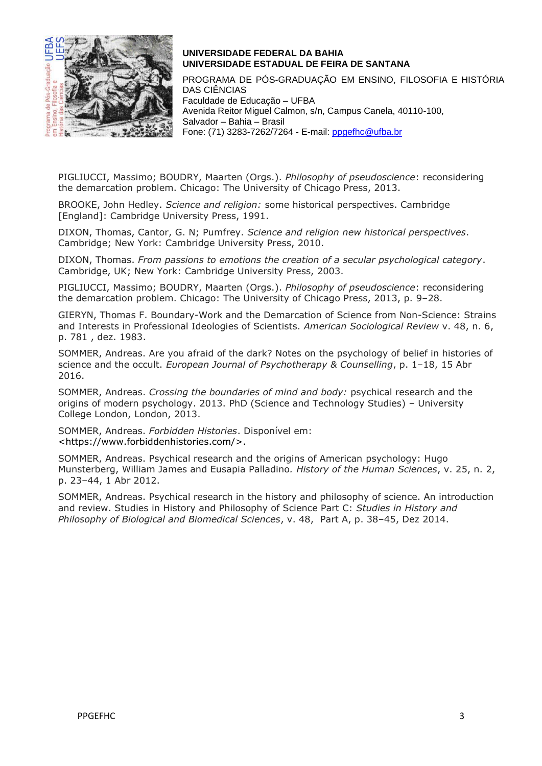PIGLIUCCI, Massimo; BOUDRY, Maarten (Orgs.). *Philosophy of pseudoscience*: reconsidering the demarcation problem. Chicago: The University of Chicago Press, 2013.

BROOKE, John Hedley. *Science and religion:* some historical perspectives. Cambridge [England]: Cambridge University Press, 1991.

DIXON, Thomas, Cantor, G. N; Pumfrey. *Science and religion new historical perspectives*. Cambridge; New York: Cambridge University Press, 2010.

DIXON, Thomas. *From passions to emotions the creation of a secular psychological category*. Cambridge, UK; New York: Cambridge University Press, 2003.

PIGLIUCCI, Massimo; BOUDRY, Maarten (Orgs.). *Philosophy of pseudoscience*: reconsidering the demarcation problem. Chicago: The University of Chicago Press, 2013, p. 9–28.

GIERYN, Thomas F. Boundary-Work and the Demarcation of Science from Non-Science: Strains and Interests in Professional Ideologies of Scientists. *American Sociological Review* v. 48, n. 6, p. 781 , dez. 1983.

SOMMER, Andreas. Are you afraid of the dark? Notes on the psychology of belief in histories of science and the occult. *European Journal of Psychotherapy & Counselling*, p. 1–18, 15 Abr 2016.

SOMMER, Andreas. *Crossing the boundaries of mind and body:* psychical research and the origins of modern psychology. 2013. PhD (Science and Technology Studies) – University College London, London, 2013.

SOMMER, Andreas. *Forbidden Histories*. Disponível em: <https://www.forbiddenhistories.com/>.

SOMMER, Andreas. Psychical research and the origins of American psychology: Hugo Munsterberg, William James and Eusapia Palladino. *History of the Human Sciences*, v. 25, n. 2, p. 23–44, 1 Abr 2012.

SOMMER, Andreas. Psychical research in the history and philosophy of science. An introduction and review. Studies in History and Philosophy of Science Part C: *Studies in History and Philosophy of Biological and Biomedical Sciences*, v. 48, Part A, p. 38–45, Dez 2014.